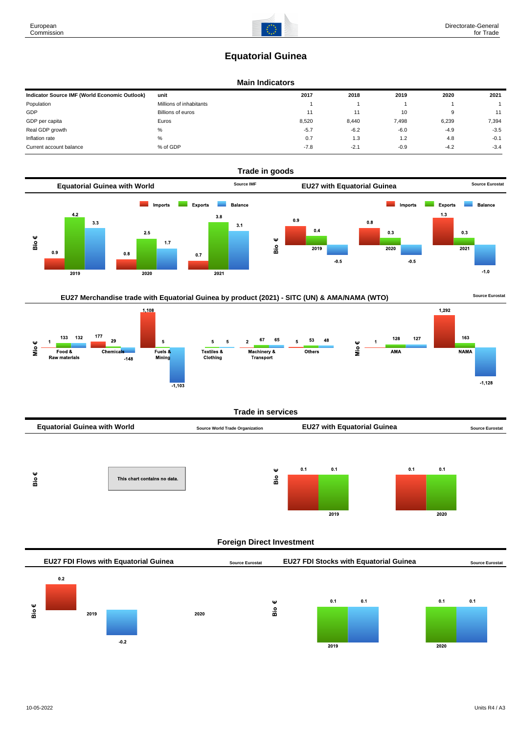# Equatorial Guinea

## Main Indicators

| Indicator Source IMF (World Economic Outlook) | unit | 2017 | 2018 | 2019 | 2020 | 2021 |
|---|---|---|---|---|---|---|
| Population | Millions of inhabitants | 1 | 1 | 1 | 1 | 1 |
| GDP | Billions of euros | 11 | 11 | 10 | 9 | 11 |
| GDP per capita | Euros | 8,520 | 8,440 | 7,498 | 6,239 | 7,394 |
| Real GDP growth | % | -5.7 | -6.2 | -6.0 | -4.9 | -3.5 |
| Inflation rate | % | 0.7 | 1.3 | 1.2 | 4.8 | -0.1 |
| Current account balance | % of GDP | -7.8 | -2.1 | -0.9 | -4.2 | -3.4 |

## Trade in goods

### Equatorial Guinea with World

Source IMF

Bio €

| | Imports | Exports | Balance |
|---|---|---|---|
| 2019 | 0.9 | 4.2 | 3.3 |
| 2020 | 0.8 | 2.5 | 1.7 |
| 2021 | 0.7 | 3.8 | 3.1 |

### EU27 with Equatorial Guinea

Source Eurostat

Bio €

| | Imports | Exports | Balance |
|---|---|---|---|
| 2019 | 0.9 | 0.4 | -0.5 |
| 2020 | 0.8 | 0.3 | -0.5 |
| 2021 | 1.3 | 0.3 | -1.0 |

### EU27 Merchandise trade with Equatorial Guinea by product (2021) - SITC (UN) & AMA/NAMA (WTO)

Source Eurostat

Mio €

| | Imports | Exports | Balance |
|---|---|---|---|
| Food & Raw materials | 1 | 133 | 132 |
| Chemicals | 177 | 29 | -148 |
| Fuels & Mining | 1,108 | 5 | -1,103 |
| Textiles & Clothing | | 5 | 5 |
| Machinery & Transport | 2 | 67 | 65 |
| Others | 5 | 53 | 48 |

Mio €

| | Imports | Exports | Balance |
|---|---|---|---|
| AMA | 1 | 128 | 127 |
| NAMA | 1,292 | 163 | -1,128 |

## Trade in services

### Equatorial Guinea with World

Source World Trade Organization

Bio €

This chart contains no data.

### EU27 with Equatorial Guinea

Source Eurostat

Bio €

| | Imports | Exports |
|---|---|---|
| 2019 | 0.1 | 0.1 |
| 2020 | 0.1 | 0.1 |

## Foreign Direct Investment

### EU27 FDI Flows with Equatorial Guinea

Source Eurostat

Bio €

| | Inward | Outward |
|---|---|---|
| 2019 | 0.2 | -0.2 |
| 2020 | | |

### EU27 FDI Stocks with Equatorial Guinea

Source Eurostat

Bio €

| | Inward | Outward |
|---|---|---|
| 2019 | 0.1 | 0.1 |
| 2020 | 0.1 | 0.1 |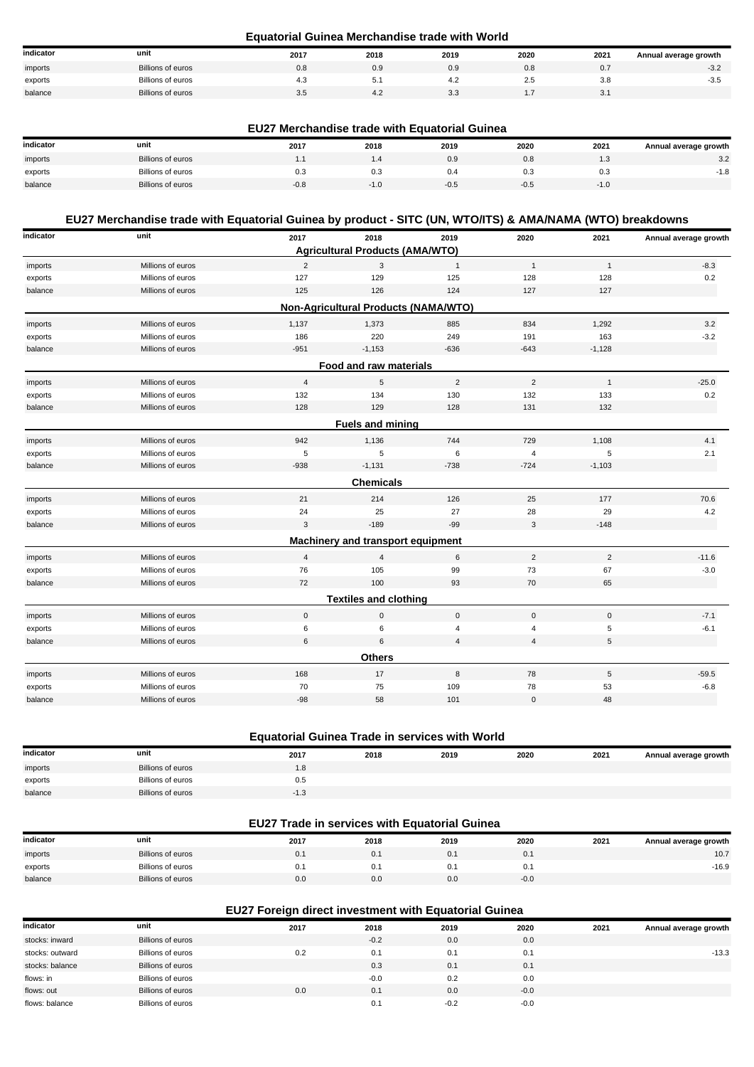## Equatorial Guinea Merchandise trade with World

| indicator | unit | 2017 | 2018 | 2019 | 2020 | 2021 | Annual average growth |
|---|---|---|---|---|---|---|---|
| imports | Billions of euros | 0.8 | 0.9 | 0.9 | 0.8 | 0.7 | -3.2 |
| exports | Billions of euros | 4.3 | 5.1 | 4.2 | 2.5 | 3.8 | -3.5 |
| balance | Billions of euros | 3.5 | 4.2 | 3.3 | 1.7 | 3.1 | |

## EU27 Merchandise trade with Equatorial Guinea

| indicator | unit | 2017 | 2018 | 2019 | 2020 | 2021 | Annual average growth |
|---|---|---|---|---|---|---|---|
| imports | Billions of euros | 1.1 | 1.4 | 0.9 | 0.8 | 1.3 | 3.2 |
| exports | Billions of euros | 0.3 | 0.3 | 0.4 | 0.3 | 0.3 | -1.8 |
| balance | Billions of euros | -0.8 | -1.0 | -0.5 | -0.5 | -1.0 | |

## EU27 Merchandise trade with Equatorial Guinea by product - SITC (UN, WTO/ITS) & AMA/NAMA (WTO) breakdowns

| indicator | unit | 2017 | 2018 | 2019 | 2020 | 2021 | Annual average growth |
|---|---|---|---|---|---|---|---|
| | | | **Agricultural Products (AMA/WTO)** | | | | |
| imports | Millions of euros | 2 | 3 | 1 | 1 | 1 | -8.3 |
| exports | Millions of euros | 127 | 129 | 125 | 128 | 128 | 0.2 |
| balance | Millions of euros | 125 | 126 | 124 | 127 | 127 | |
| | | | **Non-Agricultural Products (NAMA/WTO)** | | | | |
| imports | Millions of euros | 1,137 | 1,373 | 885 | 834 | 1,292 | 3.2 |
| exports | Millions of euros | 186 | 220 | 249 | 191 | 163 | -3.2 |
| balance | Millions of euros | -951 | -1,153 | -636 | -643 | -1,128 | |
| | | | **Food and raw materials** | | | | |
| imports | Millions of euros | 4 | 5 | 2 | 2 | 1 | -25.0 |
| exports | Millions of euros | 132 | 134 | 130 | 132 | 133 | 0.2 |
| balance | Millions of euros | 128 | 129 | 128 | 131 | 132 | |
| | | | **Fuels and mining** | | | | |
| imports | Millions of euros | 942 | 1,136 | 744 | 729 | 1,108 | 4.1 |
| exports | Millions of euros | 5 | 5 | 6 | 4 | 5 | 2.1 |
| balance | Millions of euros | -938 | -1,131 | -738 | -724 | -1,103 | |
| | | | **Chemicals** | | | | |
| imports | Millions of euros | 21 | 214 | 126 | 25 | 177 | 70.6 |
| exports | Millions of euros | 24 | 25 | 27 | 28 | 29 | 4.2 |
| balance | Millions of euros | 3 | -189 | -99 | 3 | -148 | |
| | | | **Machinery and transport equipment** | | | | |
| imports | Millions of euros | 4 | 4 | 6 | 2 | 2 | -11.6 |
| exports | Millions of euros | 76 | 105 | 99 | 73 | 67 | -3.0 |
| balance | Millions of euros | 72 | 100 | 93 | 70 | 65 | |
| | | | **Textiles and clothing** | | | | |
| imports | Millions of euros | 0 | 0 | 0 | 0 | 0 | -7.1 |
| exports | Millions of euros | 6 | 6 | 4 | 4 | 5 | -6.1 |
| balance | Millions of euros | 6 | 6 | 4 | 4 | 5 | |
| | | | **Others** | | | | |
| imports | Millions of euros | 168 | 17 | 8 | 78 | 5 | -59.5 |
| exports | Millions of euros | 70 | 75 | 109 | 78 | 53 | -6.8 |
| balance | Millions of euros | -98 | 58 | 101 | 0 | 48 | |

## Equatorial Guinea Trade in services with World

| indicator | unit | 2017 | 2018 | 2019 | 2020 | 2021 | Annual average growth |
|---|---|---|---|---|---|---|---|
| imports | Billions of euros | 1.8 | | | | | |
| exports | Billions of euros | 0.5 | | | | | |
| balance | Billions of euros | -1.3 | | | | | |

## EU27 Trade in services with Equatorial Guinea

| indicator | unit | 2017 | 2018 | 2019 | 2020 | 2021 | Annual average growth |
|---|---|---|---|---|---|---|---|
| imports | Billions of euros | 0.1 | 0.1 | 0.1 | 0.1 | | 10.7 |
| exports | Billions of euros | 0.1 | 0.1 | 0.1 | 0.1 | | -16.9 |
| balance | Billions of euros | 0.0 | 0.0 | 0.0 | -0.0 | | |

## EU27 Foreign direct investment with Equatorial Guinea

| indicator | unit | 2017 | 2018 | 2019 | 2020 | 2021 | Annual average growth |
|---|---|---|---|---|---|---|---|
| stocks: inward | Billions of euros | | -0.2 | 0.0 | 0.0 | | |
| stocks: outward | Billions of euros | 0.2 | 0.1 | 0.1 | 0.1 | | -13.3 |
| stocks: balance | Billions of euros | | 0.3 | 0.1 | 0.1 | | |
| flows: in | Billions of euros | | -0.0 | 0.2 | 0.0 | | |
| flows: out | Billions of euros | 0.0 | 0.1 | 0.0 | -0.0 | | |
| flows: balance | Billions of euros | | 0.1 | -0.2 | -0.0 | | |